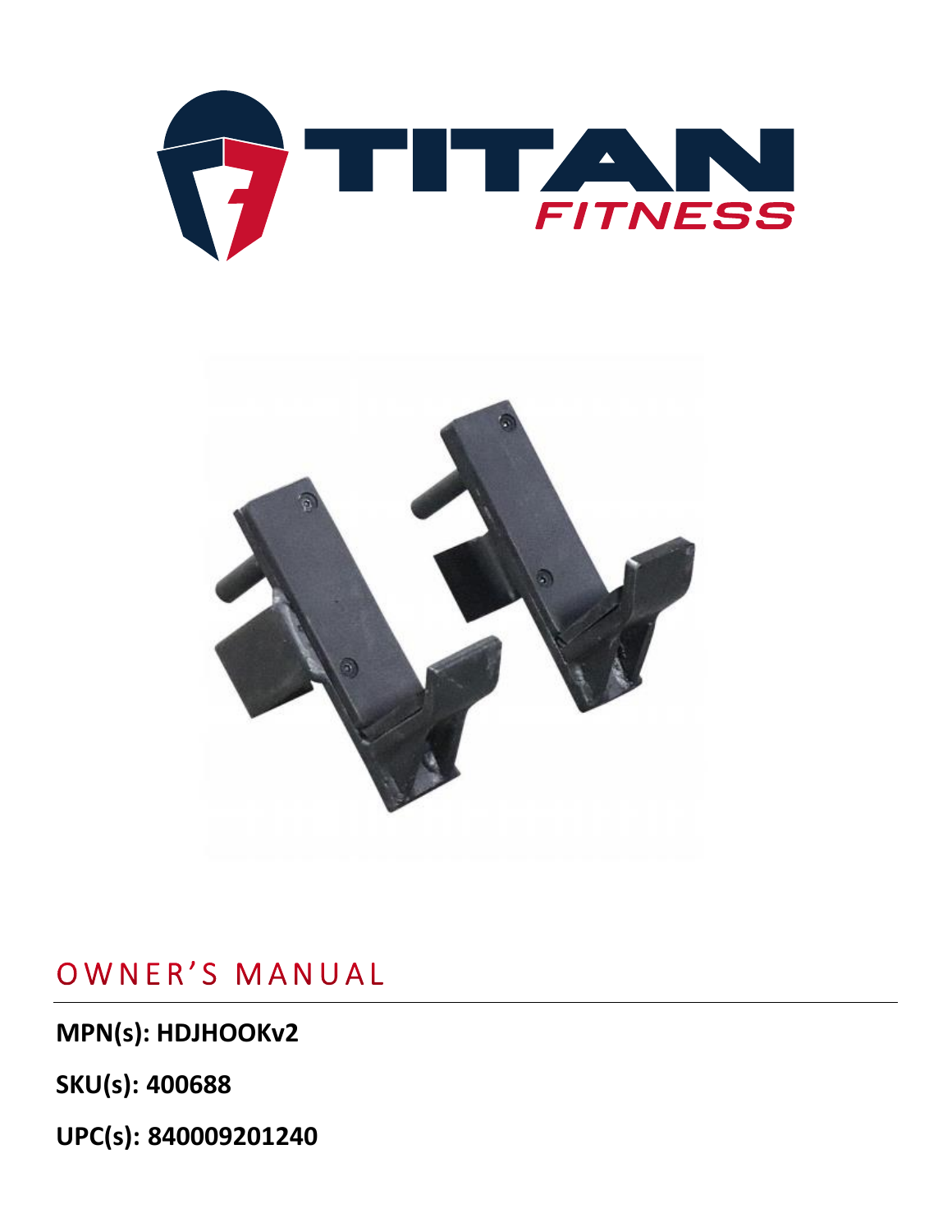# OWNER'S MANUAL

**MPN(s): HDJHOOKv2**

**SKU(s): 400688**

**UPC(s): 840009201240**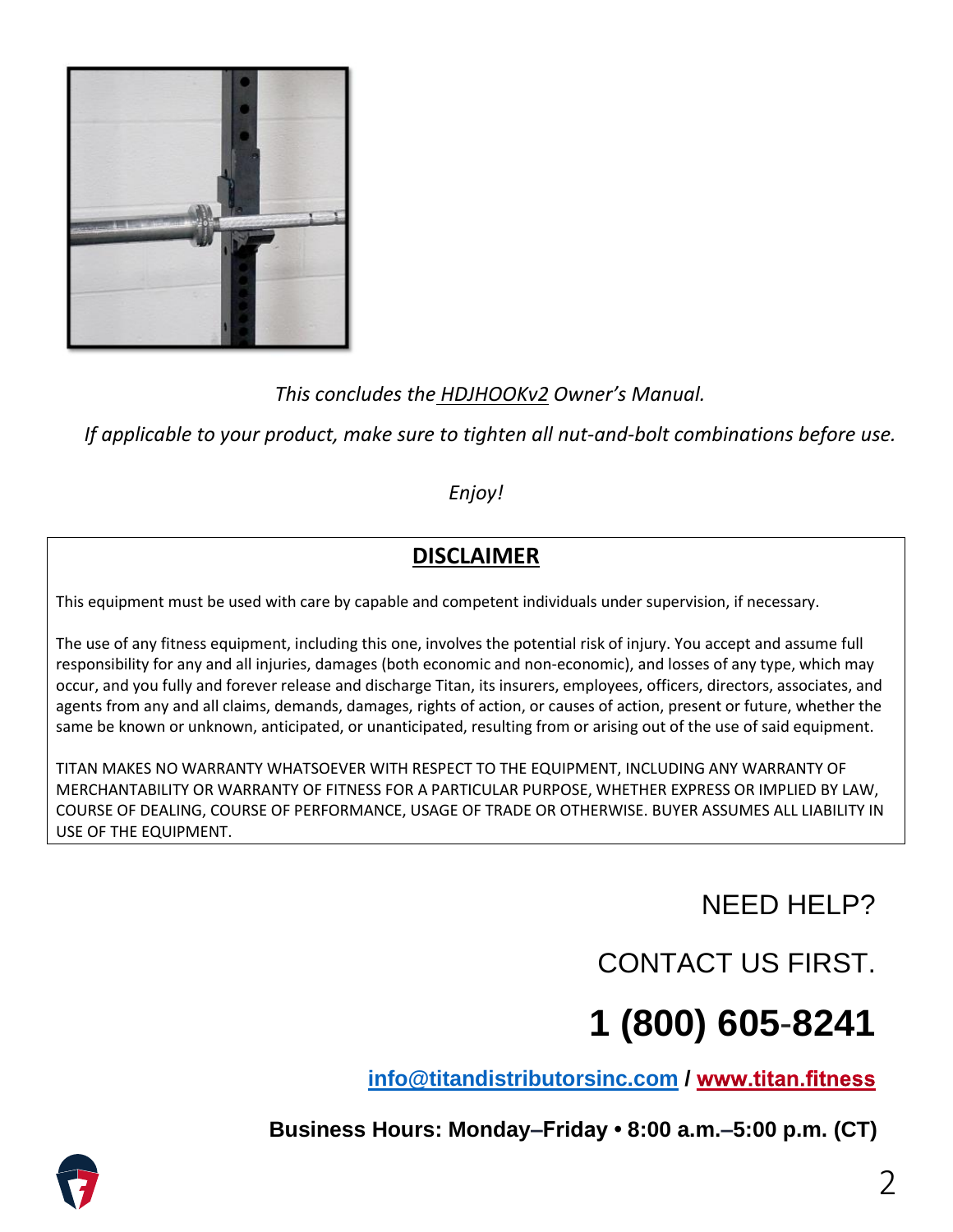*This concludes the HDJHOOKv2 Owner's Manual.*

*If applicable to your product, make sure to tighten all nut-and-bolt combinations before use.*

*Enjoy!*

## DISCLAIMER

This equipment must be used with care by capable and competent individuals under supervision, if necessary.

The use of any fitness equipment, including this one, involves the potential risk of injury. You accept and assume full responsibility for any and all injuries, damages (both economic and non-economic), and losses of any type, which may occur, and you fully and forever release and discharge Titan, its insurers, employees, officers, directors, associates, and agents from any and all claims, demands, damages, rights of action, or causes of action, present or future, whether the same be known or unknown, anticipated, or unanticipated, resulting from or arising out of the use of said equipment.

TITAN MAKES NO WARRANTY WHATSOEVER WITH RESPECT TO THE EQUIPMENT, INCLUDING ANY WARRANTY OF MERCHANTABILITY OR WARRANTY OF FITNESS FOR A PARTICULAR PURPOSE, WHETHER EXPRESS OR IMPLIED BY LAW, COURSE OF DEALING, COURSE OF PERFORMANCE, USAGE OF TRADE OR OTHERWISE. BUYER ASSUMES ALL LIABILITY IN USE OF THE EQUIPMENT.

NEED HELP?

CONTACT US FIRST.

**1 (800) 605-8241**

**info@titandistributorsinc.com / www.titan.fitness**

**Business Hours: Monday–Friday • 8:00 a.m.–5:00 p.m. (CT)**